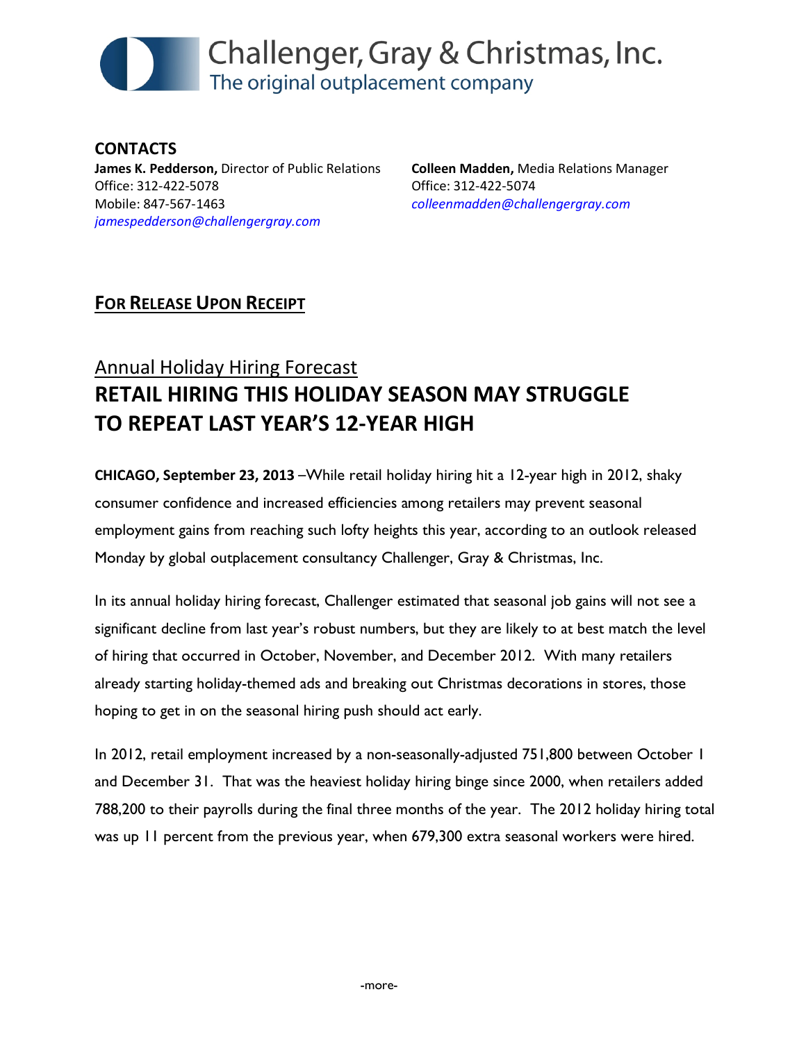# Challenger, Gray & Christmas, Inc.

The original outplacement company

**CONTACTS**

**James K. Pedderson,** Director of Public Relations
Office: 312-422-5078
Mobile: 847-567-1463
*jamespedderson@challengergray.com*

**Colleen Madden,** Media Relations Manager
Office: 312-422-5074
*colleenmadden@challengergray.com*

**FOR RELEASE UPON RECEIPT**

## Annual Holiday Hiring Forecast

# RETAIL HIRING THIS HOLIDAY SEASON MAY STRUGGLE TO REPEAT LAST YEAR'S 12-YEAR HIGH

**CHICAGO, September 23, 2013** –While retail holiday hiring hit a 12-year high in 2012, shaky consumer confidence and increased efficiencies among retailers may prevent seasonal employment gains from reaching such lofty heights this year, according to an outlook released Monday by global outplacement consultancy Challenger, Gray & Christmas, Inc.

In its annual holiday hiring forecast, Challenger estimated that seasonal job gains will not see a significant decline from last year's robust numbers, but they are likely to at best match the level of hiring that occurred in October, November, and December 2012. With many retailers already starting holiday-themed ads and breaking out Christmas decorations in stores, those hoping to get in on the seasonal hiring push should act early.

In 2012, retail employment increased by a non-seasonally-adjusted 751,800 between October 1 and December 31. That was the heaviest holiday hiring binge since 2000, when retailers added 788,200 to their payrolls during the final three months of the year. The 2012 holiday hiring total was up 11 percent from the previous year, when 679,300 extra seasonal workers were hired.

-more-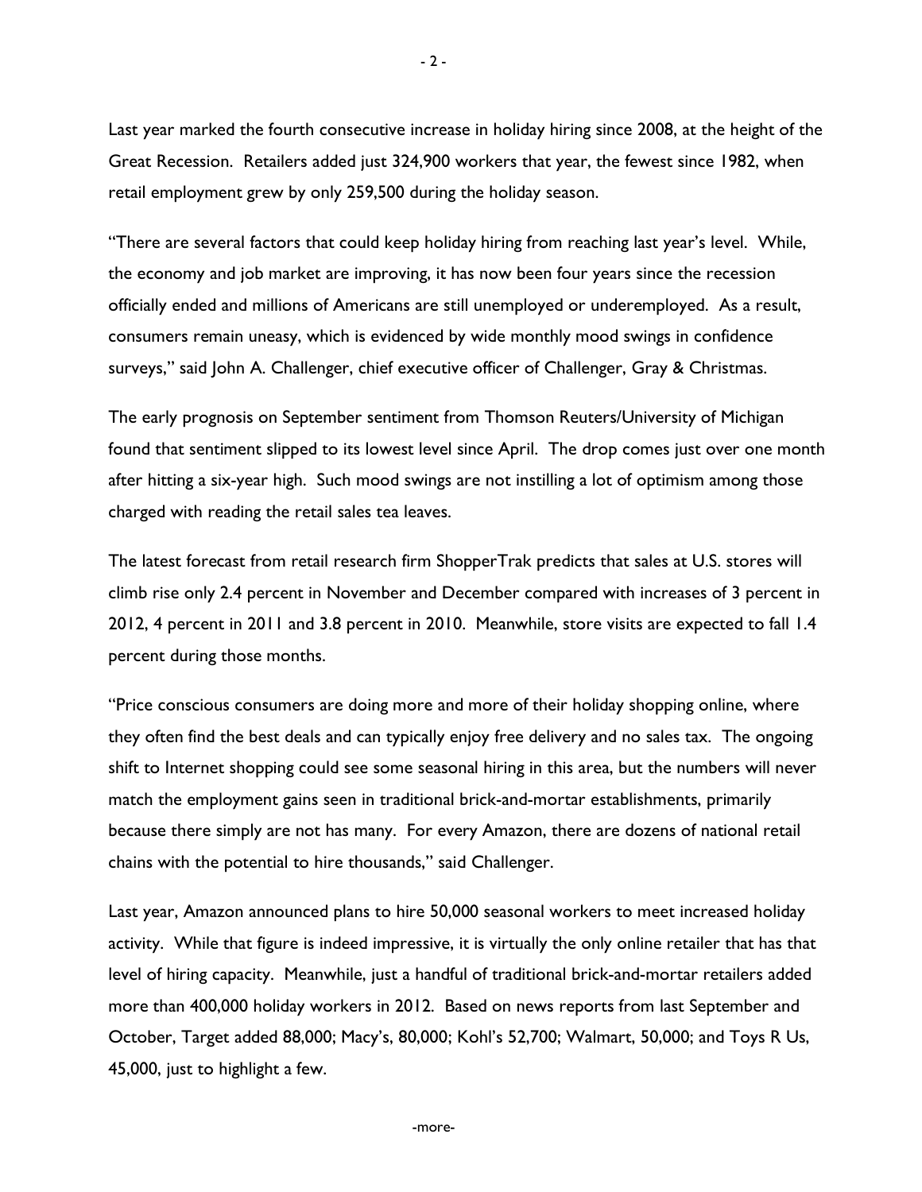Last year marked the fourth consecutive increase in holiday hiring since 2008, at the height of the Great Recession. Retailers added just 324,900 workers that year, the fewest since 1982, when retail employment grew by only 259,500 during the holiday season.

"There are several factors that could keep holiday hiring from reaching last year's level. While, the economy and job market are improving, it has now been four years since the recession officially ended and millions of Americans are still unemployed or underemployed. As a result, consumers remain uneasy, which is evidenced by wide monthly mood swings in confidence surveys," said John A. Challenger, chief executive officer of Challenger, Gray & Christmas.

The early prognosis on September sentiment from Thomson Reuters/University of Michigan found that sentiment slipped to its lowest level since April. The drop comes just over one month after hitting a six-year high. Such mood swings are not instilling a lot of optimism among those charged with reading the retail sales tea leaves.

The latest forecast from retail research firm ShopperTrak predicts that sales at U.S. stores will climb rise only 2.4 percent in November and December compared with increases of 3 percent in 2012, 4 percent in 2011 and 3.8 percent in 2010. Meanwhile, store visits are expected to fall 1.4 percent during those months.

"Price conscious consumers are doing more and more of their holiday shopping online, where they often find the best deals and can typically enjoy free delivery and no sales tax. The ongoing shift to Internet shopping could see some seasonal hiring in this area, but the numbers will never match the employment gains seen in traditional brick-and-mortar establishments, primarily because there simply are not has many. For every Amazon, there are dozens of national retail chains with the potential to hire thousands," said Challenger.

Last year, Amazon announced plans to hire 50,000 seasonal workers to meet increased holiday activity. While that figure is indeed impressive, it is virtually the only online retailer that has that level of hiring capacity. Meanwhile, just a handful of traditional brick-and-mortar retailers added more than 400,000 holiday workers in 2012. Based on news reports from last September and October, Target added 88,000; Macy's, 80,000; Kohl's 52,700; Walmart, 50,000; and Toys R Us, 45,000, just to highlight a few.

-more-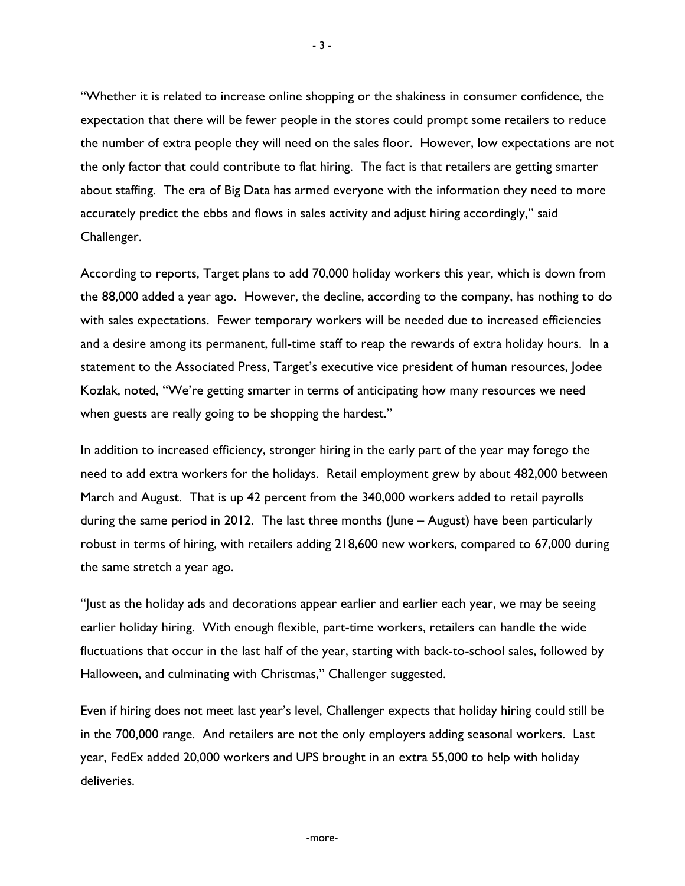"Whether it is related to increase online shopping or the shakiness in consumer confidence, the expectation that there will be fewer people in the stores could prompt some retailers to reduce the number of extra people they will need on the sales floor. However, low expectations are not the only factor that could contribute to flat hiring. The fact is that retailers are getting smarter about staffing. The era of Big Data has armed everyone with the information they need to more accurately predict the ebbs and flows in sales activity and adjust hiring accordingly," said Challenger.

According to reports, Target plans to add 70,000 holiday workers this year, which is down from the 88,000 added a year ago. However, the decline, according to the company, has nothing to do with sales expectations. Fewer temporary workers will be needed due to increased efficiencies and a desire among its permanent, full-time staff to reap the rewards of extra holiday hours. In a statement to the Associated Press, Target's executive vice president of human resources, Jodee Kozlak, noted, "We're getting smarter in terms of anticipating how many resources we need when guests are really going to be shopping the hardest."

In addition to increased efficiency, stronger hiring in the early part of the year may forego the need to add extra workers for the holidays. Retail employment grew by about 482,000 between March and August. That is up 42 percent from the 340,000 workers added to retail payrolls during the same period in 2012. The last three months (June – August) have been particularly robust in terms of hiring, with retailers adding 218,600 new workers, compared to 67,000 during the same stretch a year ago.

"Just as the holiday ads and decorations appear earlier and earlier each year, we may be seeing earlier holiday hiring. With enough flexible, part-time workers, retailers can handle the wide fluctuations that occur in the last half of the year, starting with back-to-school sales, followed by Halloween, and culminating with Christmas," Challenger suggested.

Even if hiring does not meet last year's level, Challenger expects that holiday hiring could still be in the 700,000 range. And retailers are not the only employers adding seasonal workers. Last year, FedEx added 20,000 workers and UPS brought in an extra 55,000 to help with holiday deliveries.

-more-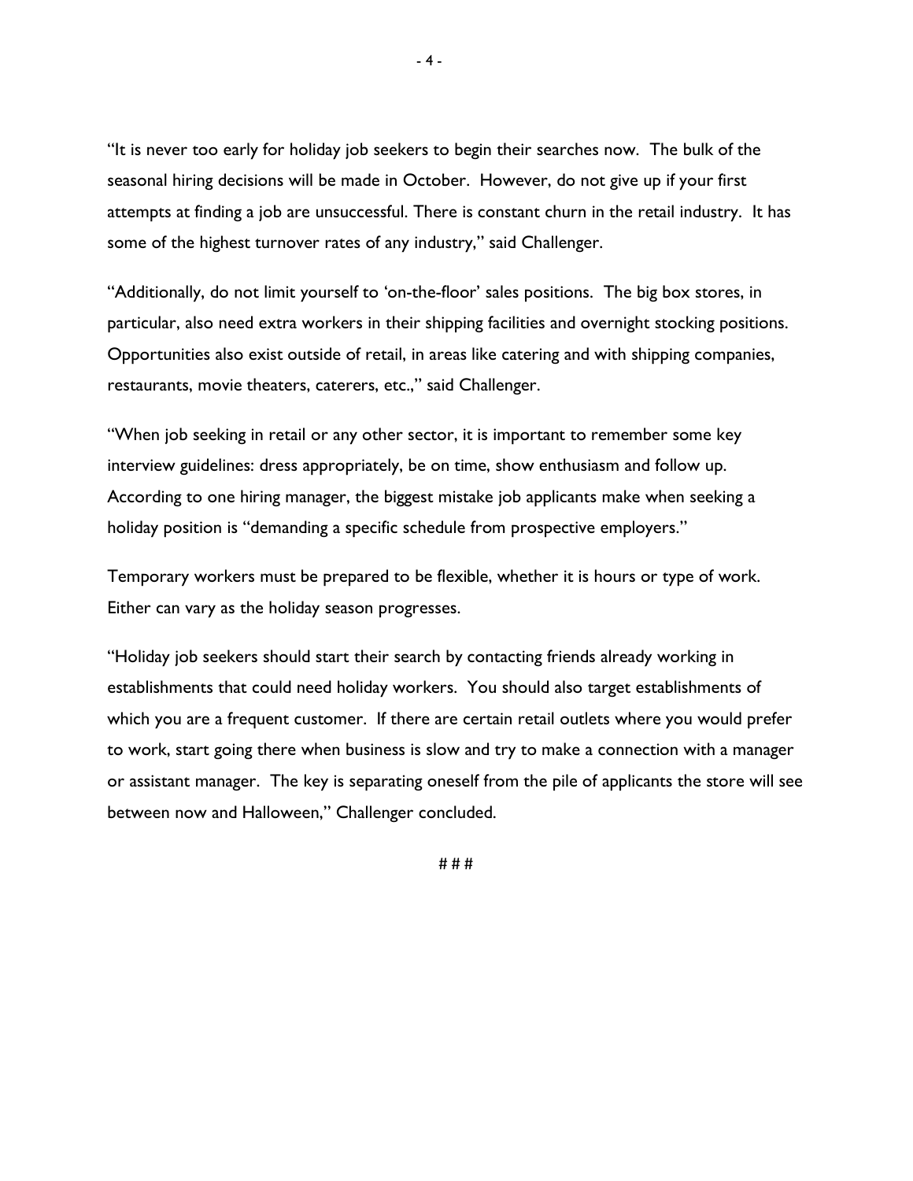"It is never too early for holiday job seekers to begin their searches now. The bulk of the seasonal hiring decisions will be made in October. However, do not give up if your first attempts at finding a job are unsuccessful. There is constant churn in the retail industry. It has some of the highest turnover rates of any industry," said Challenger.

"Additionally, do not limit yourself to 'on-the-floor' sales positions. The big box stores, in particular, also need extra workers in their shipping facilities and overnight stocking positions. Opportunities also exist outside of retail, in areas like catering and with shipping companies, restaurants, movie theaters, caterers, etc.," said Challenger.

"When job seeking in retail or any other sector, it is important to remember some key interview guidelines: dress appropriately, be on time, show enthusiasm and follow up. According to one hiring manager, the biggest mistake job applicants make when seeking a holiday position is "demanding a specific schedule from prospective employers."

Temporary workers must be prepared to be flexible, whether it is hours or type of work. Either can vary as the holiday season progresses.

"Holiday job seekers should start their search by contacting friends already working in establishments that could need holiday workers. You should also target establishments of which you are a frequent customer. If there are certain retail outlets where you would prefer to work, start going there when business is slow and try to make a connection with a manager or assistant manager. The key is separating oneself from the pile of applicants the store will see between now and Halloween," Challenger concluded.

# # #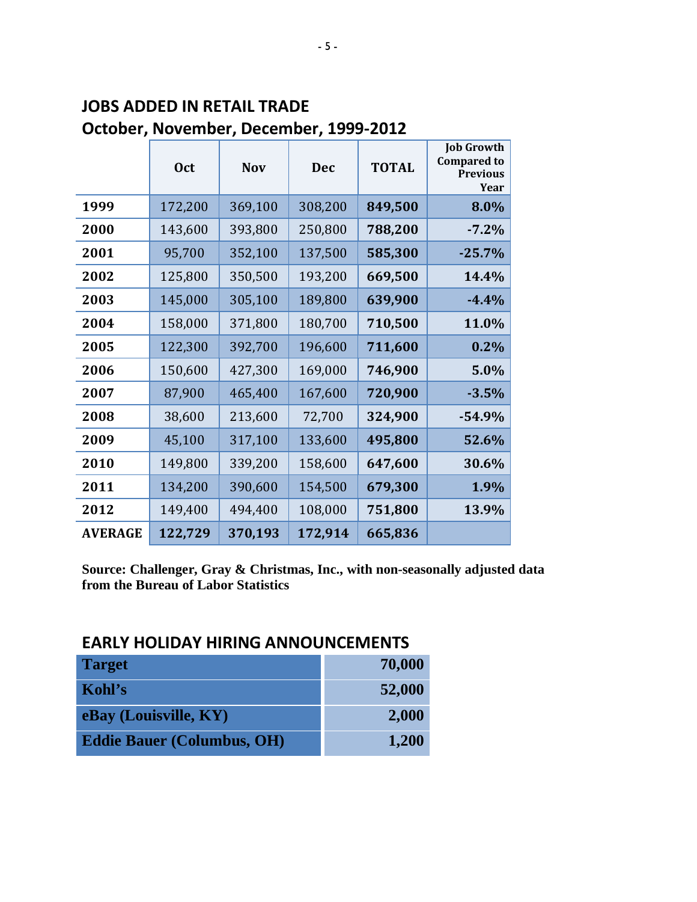## JOBS ADDED IN RETAIL TRADE
## October, November, December, 1999-2012

| | Oct | Nov | Dec | TOTAL | Job Growth Compared to Previous Year |
|---|---|---|---|---|---|
| **1999** | 172,200 | 369,100 | 308,200 | **849,500** | **8.0%** |
| **2000** | 143,600 | 393,800 | 250,800 | **788,200** | **-7.2%** |
| **2001** | 95,700 | 352,100 | 137,500 | **585,300** | **-25.7%** |
| **2002** | 125,800 | 350,500 | 193,200 | **669,500** | **14.4%** |
| **2003** | 145,000 | 305,100 | 189,800 | **639,900** | **-4.4%** |
| **2004** | 158,000 | 371,800 | 180,700 | **710,500** | **11.0%** |
| **2005** | 122,300 | 392,700 | 196,600 | **711,600** | **0.2%** |
| **2006** | 150,600 | 427,300 | 169,000 | **746,900** | **5.0%** |
| **2007** | 87,900 | 465,400 | 167,600 | **720,900** | **-3.5%** |
| **2008** | 38,600 | 213,600 | 72,700 | **324,900** | **-54.9%** |
| **2009** | 45,100 | 317,100 | 133,600 | **495,800** | **52.6%** |
| **2010** | 149,800 | 339,200 | 158,600 | **647,600** | **30.6%** |
| **2011** | 134,200 | 390,600 | 154,500 | **679,300** | **1.9%** |
| **2012** | 149,400 | 494,400 | 108,000 | **751,800** | **13.9%** |
| **AVERAGE** | **122,729** | **370,193** | **172,914** | **665,836** | |

**Source: Challenger, Gray & Christmas, Inc., with non-seasonally adjusted data from the Bureau of Labor Statistics**

## EARLY HOLIDAY HIRING ANNOUNCEMENTS

| | |
|---|---|
| **Target** | **70,000** |
| **Kohl's** | **52,000** |
| **eBay (Louisville, KY)** | **2,000** |
| **Eddie Bauer (Columbus, OH)** | **1,200** |